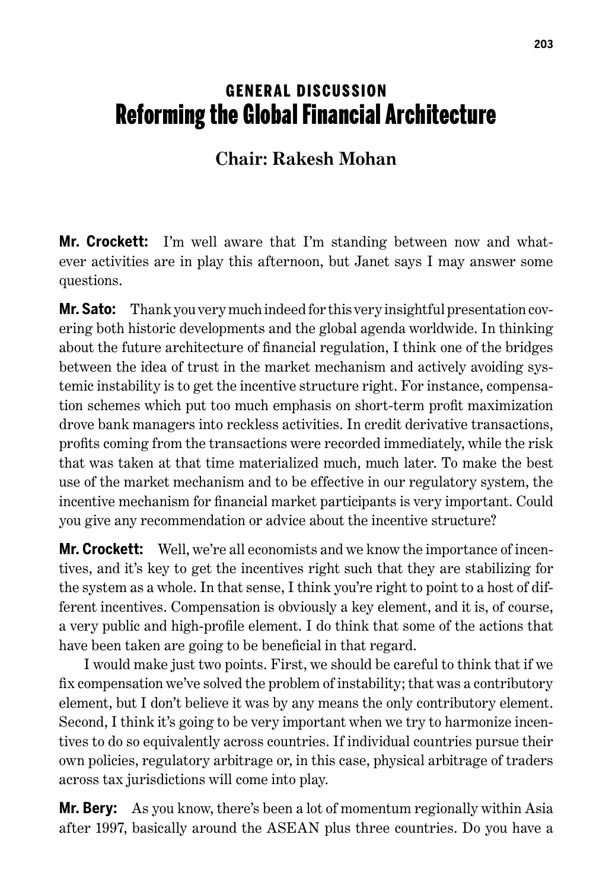## GENERAL DISCUSSION

# Reforming the Global Financial Architecture

### Chair: Rakesh Mohan

**Mr. Crockett:** I'm well aware that I'm standing between now and whatever activities are in play this afternoon, but Janet says I may answer some questions.

**Mr. Sato:** Thank you very much indeed for this very insightful presentation covering both historic developments and the global agenda worldwide. In thinking about the future architecture of financial regulation, I think one of the bridges between the idea of trust in the market mechanism and actively avoiding systemic instability is to get the incentive structure right. For instance, compensation schemes which put too much emphasis on short-term profit maximization drove bank managers into reckless activities. In credit derivative transactions, profits coming from the transactions were recorded immediately, while the risk that was taken at that time materialized much, much later. To make the best use of the market mechanism and to be effective in our regulatory system, the incentive mechanism for financial market participants is very important. Could you give any recommendation or advice about the incentive structure?

**Mr. Crockett:** Well, we're all economists and we know the importance of incentives, and it's key to get the incentives right such that they are stabilizing for the system as a whole. In that sense, I think you're right to point to a host of different incentives. Compensation is obviously a key element, and it is, of course, a very public and high-profile element. I do think that some of the actions that have been taken are going to be beneficial in that regard.

I would make just two points. First, we should be careful to think that if we fix compensation we've solved the problem of instability; that was a contributory element, but I don't believe it was by any means the only contributory element. Second, I think it's going to be very important when we try to harmonize incentives to do so equivalently across countries. If individual countries pursue their own policies, regulatory arbitrage or, in this case, physical arbitrage of traders across tax jurisdictions will come into play.

**Mr. Bery:** As you know, there's been a lot of momentum regionally within Asia after 1997, basically around the ASEAN plus three countries. Do you have a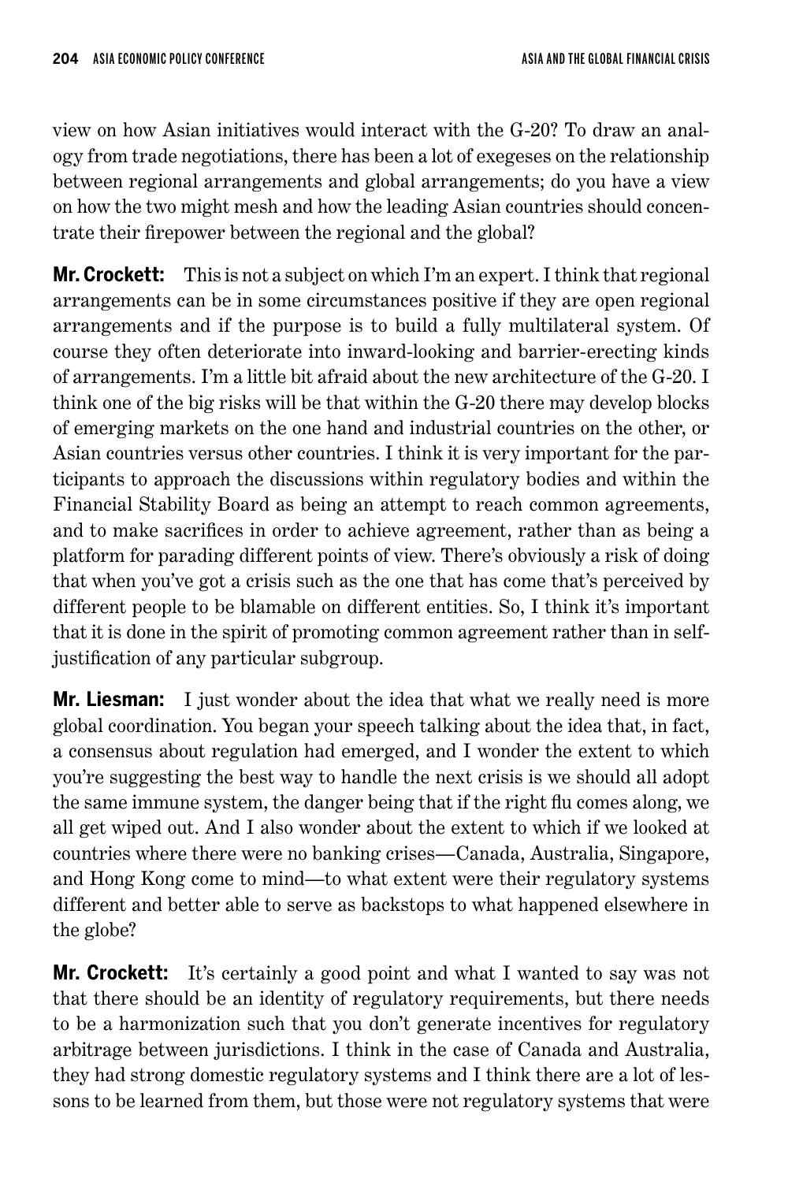view on how Asian initiatives would interact with the G-20? To draw an analogy from trade negotiations, there has been a lot of exegeses on the relationship between regional arrangements and global arrangements; do you have a view on how the two might mesh and how the leading Asian countries should concentrate their firepower between the regional and the global?

**Mr. Crockett:** This is not a subject on which I'm an expert. I think that regional arrangements can be in some circumstances positive if they are open regional arrangements and if the purpose is to build a fully multilateral system. Of course they often deteriorate into inward-looking and barrier-erecting kinds of arrangements. I'm a little bit afraid about the new architecture of the G-20. I think one of the big risks will be that within the G-20 there may develop blocks of emerging markets on the one hand and industrial countries on the other, or Asian countries versus other countries. I think it is very important for the participants to approach the discussions within regulatory bodies and within the Financial Stability Board as being an attempt to reach common agreements, and to make sacrifices in order to achieve agreement, rather than as being a platform for parading different points of view. There's obviously a risk of doing that when you've got a crisis such as the one that has come that's perceived by different people to be blamable on different entities. So, I think it's important that it is done in the spirit of promoting common agreement rather than in self-justification of any particular subgroup.

**Mr. Liesman:** I just wonder about the idea that what we really need is more global coordination. You began your speech talking about the idea that, in fact, a consensus about regulation had emerged, and I wonder the extent to which you're suggesting the best way to handle the next crisis is we should all adopt the same immune system, the danger being that if the right flu comes along, we all get wiped out. And I also wonder about the extent to which if we looked at countries where there were no banking crises—Canada, Australia, Singapore, and Hong Kong come to mind—to what extent were their regulatory systems different and better able to serve as backstops to what happened elsewhere in the globe?

**Mr. Crockett:** It's certainly a good point and what I wanted to say was not that there should be an identity of regulatory requirements, but there needs to be a harmonization such that you don't generate incentives for regulatory arbitrage between jurisdictions. I think in the case of Canada and Australia, they had strong domestic regulatory systems and I think there are a lot of lessons to be learned from them, but those were not regulatory systems that were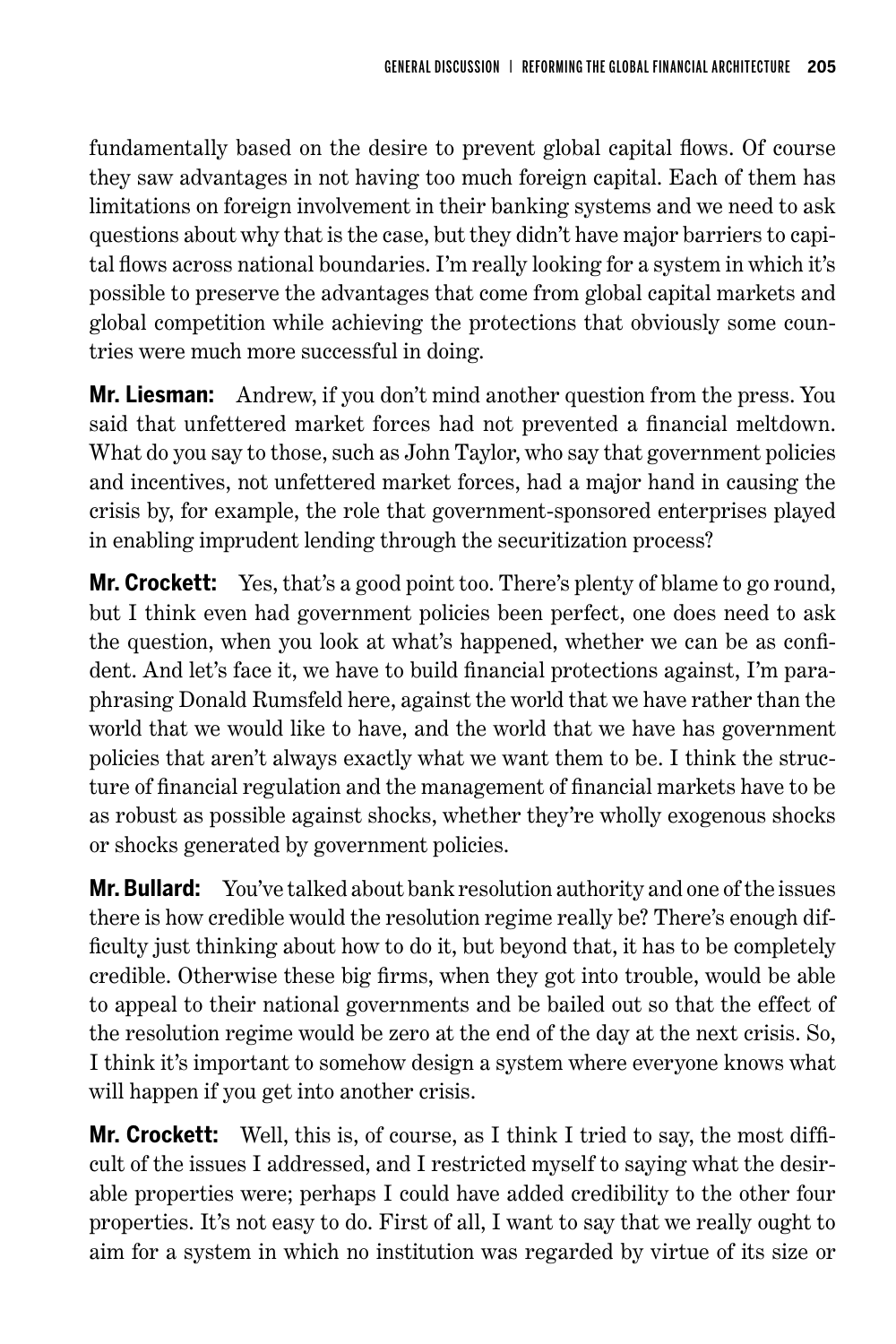fundamentally based on the desire to prevent global capital flows. Of course they saw advantages in not having too much foreign capital. Each of them has limitations on foreign involvement in their banking systems and we need to ask questions about why that is the case, but they didn't have major barriers to capital flows across national boundaries. I'm really looking for a system in which it's possible to preserve the advantages that come from global capital markets and global competition while achieving the protections that obviously some countries were much more successful in doing.

**Mr. Liesman:** Andrew, if you don't mind another question from the press. You said that unfettered market forces had not prevented a financial meltdown. What do you say to those, such as John Taylor, who say that government policies and incentives, not unfettered market forces, had a major hand in causing the crisis by, for example, the role that government-sponsored enterprises played in enabling imprudent lending through the securitization process?

**Mr. Crockett:** Yes, that's a good point too. There's plenty of blame to go round, but I think even had government policies been perfect, one does need to ask the question, when you look at what's happened, whether we can be as confident. And let's face it, we have to build financial protections against, I'm paraphrasing Donald Rumsfeld here, against the world that we have rather than the world that we would like to have, and the world that we have has government policies that aren't always exactly what we want them to be. I think the structure of financial regulation and the management of financial markets have to be as robust as possible against shocks, whether they're wholly exogenous shocks or shocks generated by government policies.

**Mr. Bullard:** You've talked about bank resolution authority and one of the issues there is how credible would the resolution regime really be? There's enough difficulty just thinking about how to do it, but beyond that, it has to be completely credible. Otherwise these big firms, when they got into trouble, would be able to appeal to their national governments and be bailed out so that the effect of the resolution regime would be zero at the end of the day at the next crisis. So, I think it's important to somehow design a system where everyone knows what will happen if you get into another crisis.

**Mr. Crockett:** Well, this is, of course, as I think I tried to say, the most difficult of the issues I addressed, and I restricted myself to saying what the desirable properties were; perhaps I could have added credibility to the other four properties. It's not easy to do. First of all, I want to say that we really ought to aim for a system in which no institution was regarded by virtue of its size or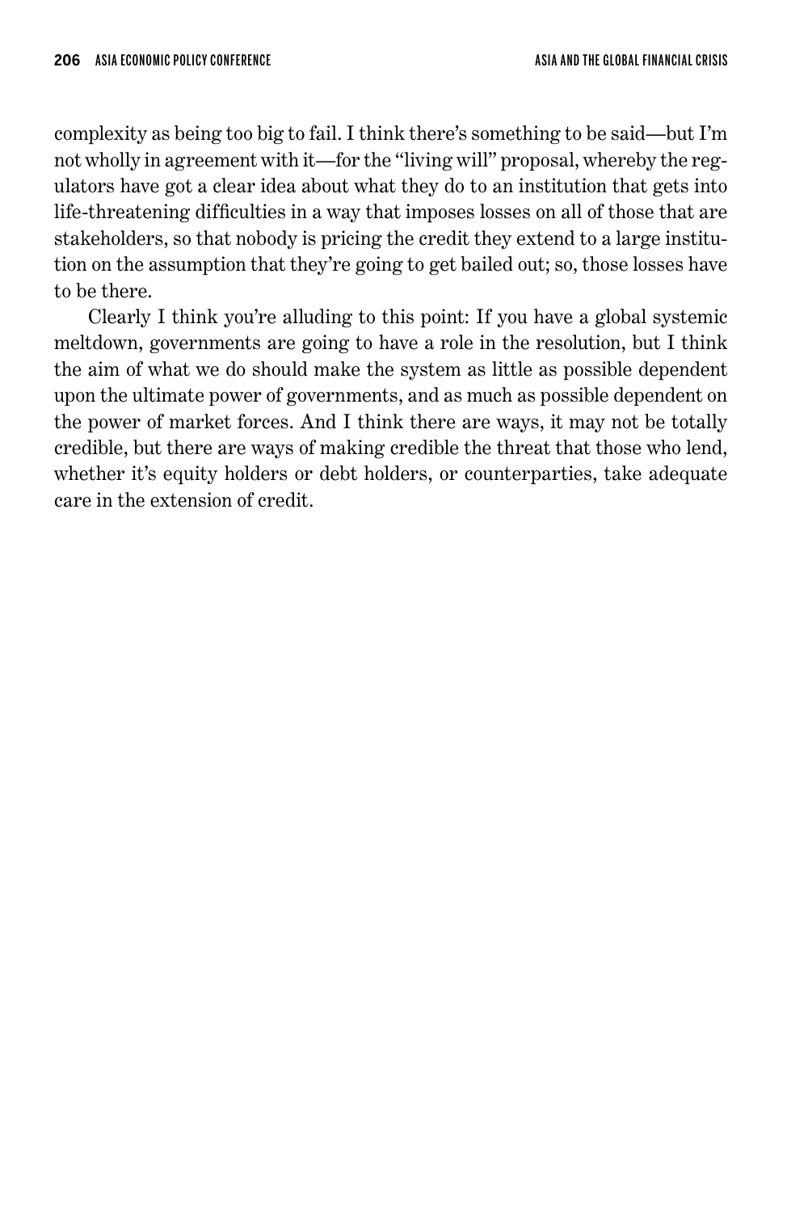complexity as being too big to fail. I think there's something to be said—but I'm not wholly in agreement with it—for the "living will" proposal, whereby the regulators have got a clear idea about what they do to an institution that gets into life-threatening difficulties in a way that imposes losses on all of those that are stakeholders, so that nobody is pricing the credit they extend to a large institution on the assumption that they're going to get bailed out; so, those losses have to be there.

Clearly I think you're alluding to this point: If you have a global systemic meltdown, governments are going to have a role in the resolution, but I think the aim of what we do should make the system as little as possible dependent upon the ultimate power of governments, and as much as possible dependent on the power of market forces. And I think there are ways, it may not be totally credible, but there are ways of making credible the threat that those who lend, whether it's equity holders or debt holders, or counterparties, take adequate care in the extension of credit.